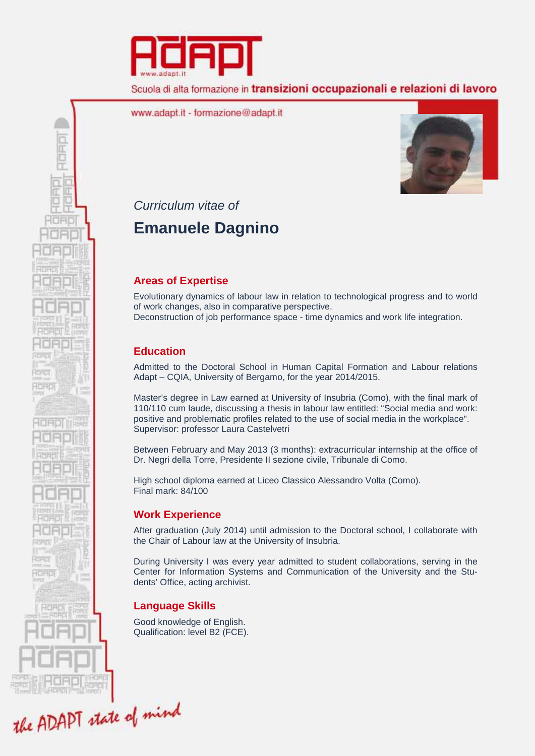Scuola di alta formazione in **transizioni occupazionali e relazioni di lavoro**

www.adapt.it - formazione@adapt.it

*Curriculum vitae of*

# Emanuele Dagnino

## Areas of Expertise

Evolutionary dynamics of labour law in relation to technological progress and to world of work changes, also in comparative perspective.
Deconstruction of job performance space - time dynamics and work life integration.

## Education

Admitted to the Doctoral School in Human Capital Formation and Labour relations Adapt – CQIA, University of Bergamo, for the year 2014/2015.

Master's degree in Law earned at University of Insubria (Como), with the final mark of 110/110 cum laude, discussing a thesis in labour law entitled: "Social media and work: positive and problematic profiles related to the use of social media in the workplace". Supervisor: professor Laura Castelvetri

Between February and May 2013 (3 months): extracurricular internship at the office of Dr. Negri della Torre, Presidente II sezione civile, Tribunale di Como.

High school diploma earned at Liceo Classico Alessandro Volta (Como).
Final mark: 84/100

## Work Experience

After graduation (July 2014) until admission to the Doctoral school, I collaborate with the Chair of Labour law at the University of Insubria.

During University I was every year admitted to student collaborations, serving in the Center for Information Systems and Communication of the University and the Students' Office, acting archivist.

## Language Skills

Good knowledge of English.
Qualification: level B2 (FCE).

the ADAPT state of mind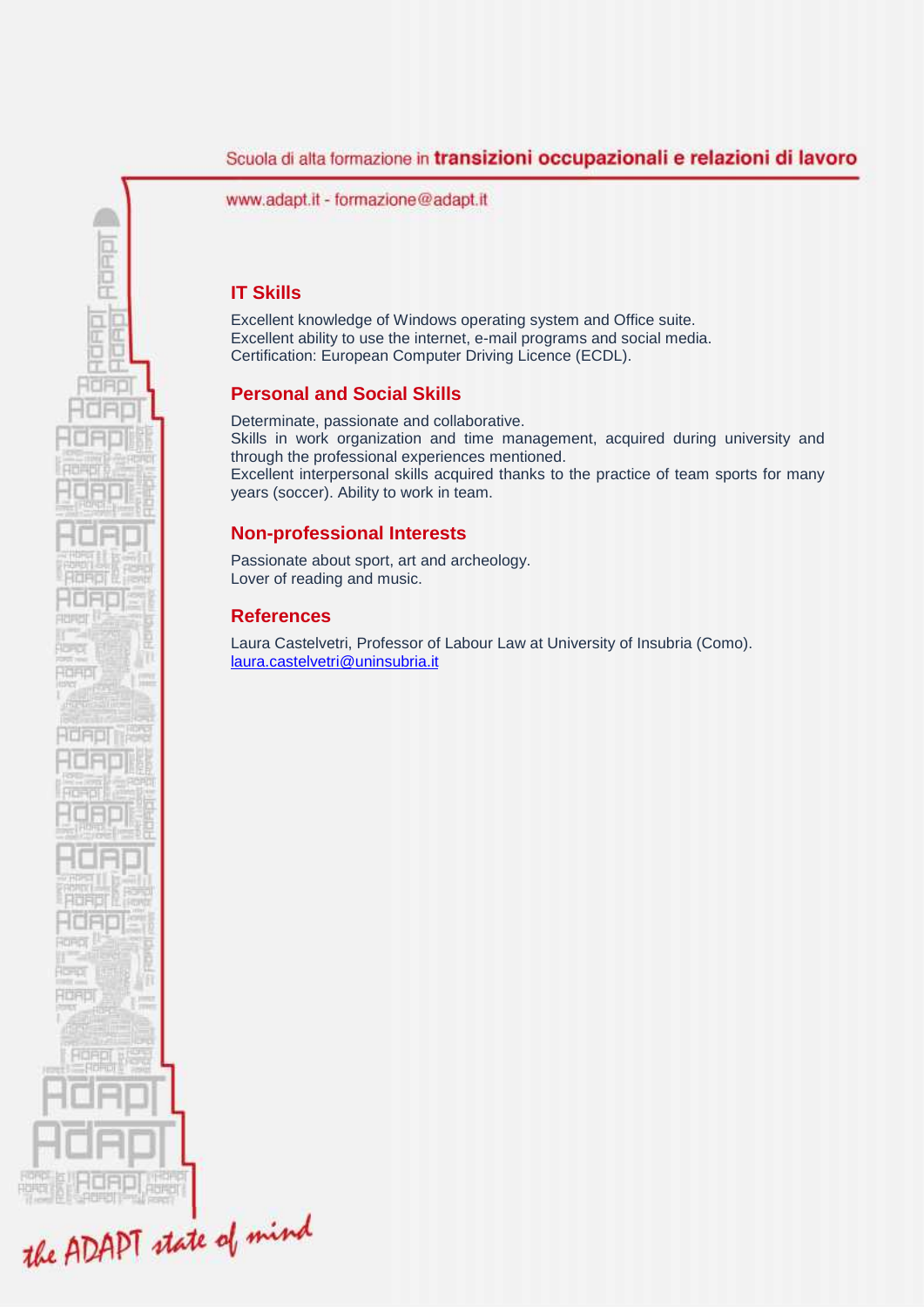## IT Skills

Excellent knowledge of Windows operating system and Office suite.
Excellent ability to use the internet, e-mail programs and social media.
Certification: European Computer Driving Licence (ECDL).

## Personal and Social Skills

Determinate, passionate and collaborative.
Skills in work organization and time management, acquired during university and through the professional experiences mentioned.
Excellent interpersonal skills acquired thanks to the practice of team sports for many years (soccer). Ability to work in team.

## Non-professional Interests

Passionate about sport, art and archeology.
Lover of reading and music.

## References

Laura Castelvetri, Professor of Labour Law at University of Insubria (Como).
laura.castelvetri@uninsubria.it